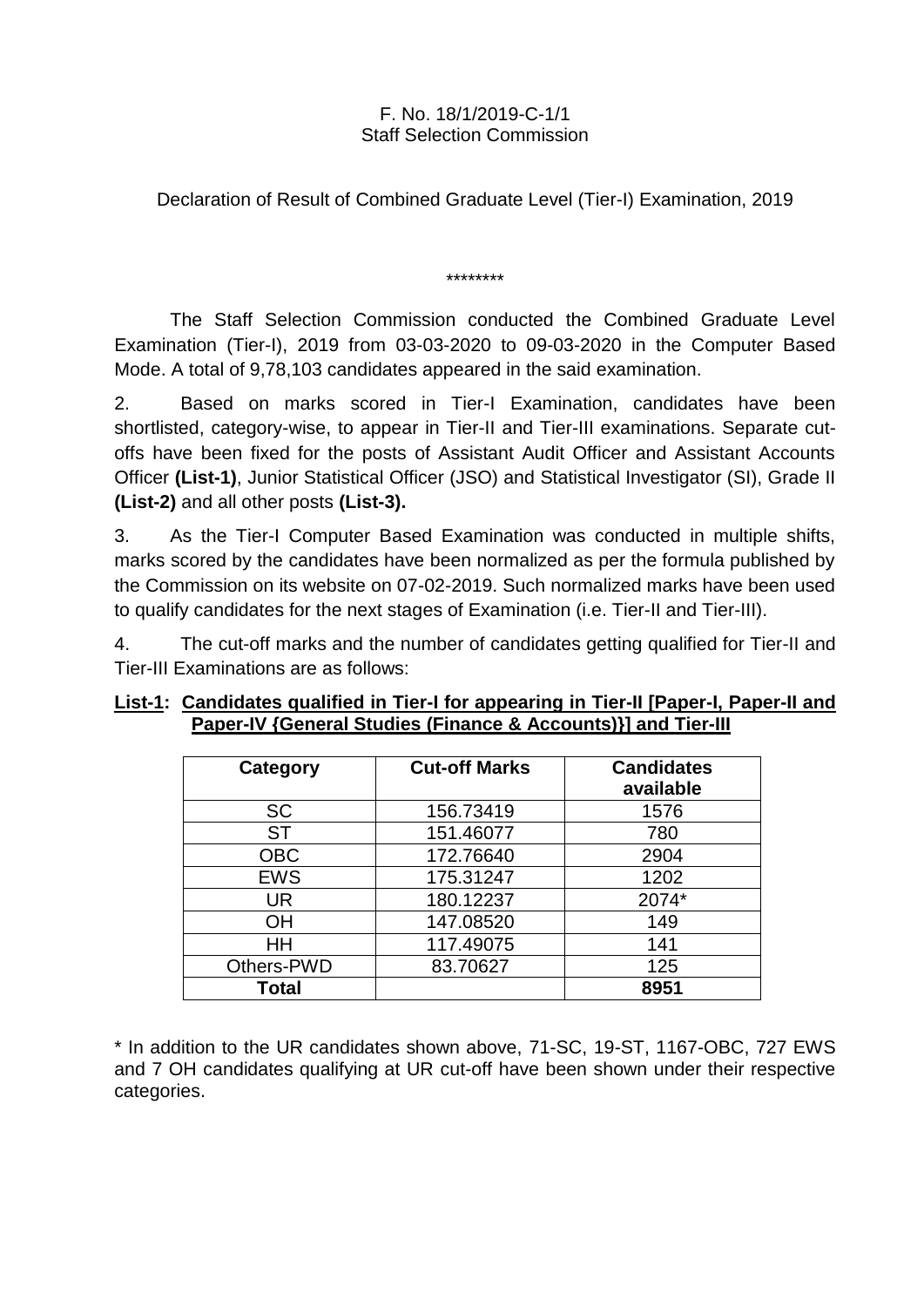F. No. 18/1/2019-C-1/1
Staff Selection Commission

Declaration of Result of Combined Graduate Level (Tier-I) Examination, 2019

\*\*\*\*\*\*\*\*

The Staff Selection Commission conducted the Combined Graduate Level Examination (Tier-I), 2019 from 03-03-2020 to 09-03-2020 in the Computer Based Mode. A total of 9,78,103 candidates appeared in the said examination.

2. Based on marks scored in Tier-I Examination, candidates have been shortlisted, category-wise, to appear in Tier-II and Tier-III examinations. Separate cut-offs have been fixed for the posts of Assistant Audit Officer and Assistant Accounts Officer **(List-1)**, Junior Statistical Officer (JSO) and Statistical Investigator (SI), Grade II **(List-2)** and all other posts **(List-3).**

3. As the Tier-I Computer Based Examination was conducted in multiple shifts, marks scored by the candidates have been normalized as per the formula published by the Commission on its website on 07-02-2019. Such normalized marks have been used to qualify candidates for the next stages of Examination (i.e. Tier-II and Tier-III).

4. The cut-off marks and the number of candidates getting qualified for Tier-II and Tier-III Examinations are as follows:

**List-1: Candidates qualified in Tier-I for appearing in Tier-II [Paper-I, Paper-II and Paper-IV {General Studies (Finance & Accounts)}] and Tier-III**

| Category | Cut-off Marks | Candidates available |
|---|---|---|
| SC | 156.73419 | 1576 |
| ST | 151.46077 | 780 |
| OBC | 172.76640 | 2904 |
| EWS | 175.31247 | 1202 |
| UR | 180.12237 | 2074* |
| OH | 147.08520 | 149 |
| HH | 117.49075 | 141 |
| Others-PWD | 83.70627 | 125 |
| **Total** | | **8951** |

\* In addition to the UR candidates shown above, 71-SC, 19-ST, 1167-OBC, 727 EWS and 7 OH candidates qualifying at UR cut-off have been shown under their respective categories.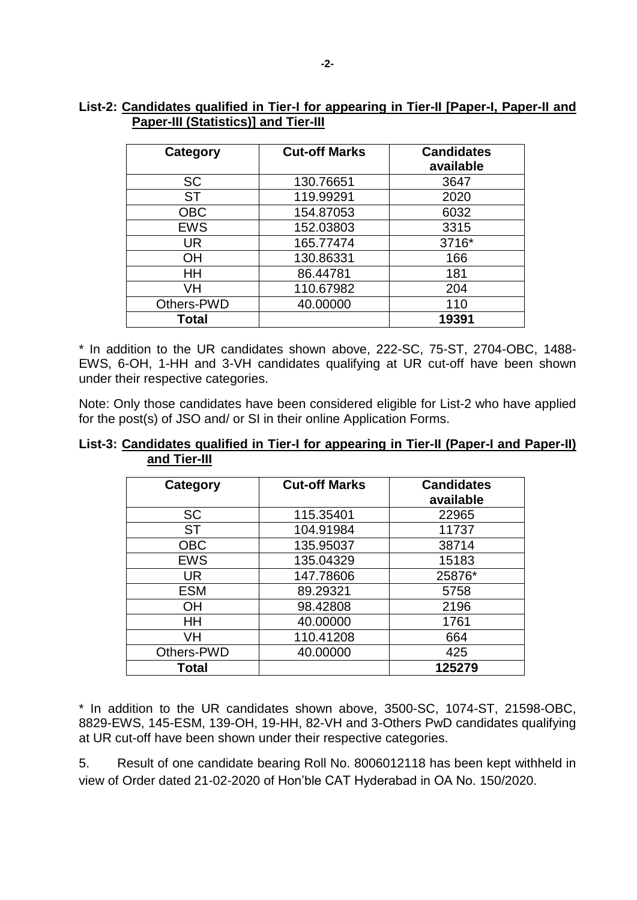**List-2: Candidates qualified in Tier-I for appearing in Tier-II [Paper-I, Paper-II and Paper-III (Statistics)] and Tier-III**

| Category | Cut-off Marks | Candidates available |
|---|---|---|
| SC | 130.76651 | 3647 |
| ST | 119.99291 | 2020 |
| OBC | 154.87053 | 6032 |
| EWS | 152.03803 | 3315 |
| UR | 165.77474 | 3716* |
| OH | 130.86331 | 166 |
| HH | 86.44781 | 181 |
| VH | 110.67982 | 204 |
| Others-PWD | 40.00000 | 110 |
| **Total** | | **19391** |

* In addition to the UR candidates shown above, 222-SC, 75-ST, 2704-OBC, 1488-EWS, 6-OH, 1-HH and 3-VH candidates qualifying at UR cut-off have been shown under their respective categories.

Note: Only those candidates have been considered eligible for List-2 who have applied for the post(s) of JSO and/ or SI in their online Application Forms.

**List-3: Candidates qualified in Tier-I for appearing in Tier-II (Paper-I and Paper-II) and Tier-III**

| Category | Cut-off Marks | Candidates available |
|---|---|---|
| SC | 115.35401 | 22965 |
| ST | 104.91984 | 11737 |
| OBC | 135.95037 | 38714 |
| EWS | 135.04329 | 15183 |
| UR | 147.78606 | 25876* |
| ESM | 89.29321 | 5758 |
| OH | 98.42808 | 2196 |
| HH | 40.00000 | 1761 |
| VH | 110.41208 | 664 |
| Others-PWD | 40.00000 | 425 |
| **Total** | | **125279** |

* In addition to the UR candidates shown above, 3500-SC, 1074-ST, 21598-OBC, 8829-EWS, 145-ESM, 139-OH, 19-HH, 82-VH and 3-Others PwD candidates qualifying at UR cut-off have been shown under their respective categories.

5. Result of one candidate bearing Roll No. 8006012118 has been kept withheld in view of Order dated 21-02-2020 of Hon'ble CAT Hyderabad in OA No. 150/2020.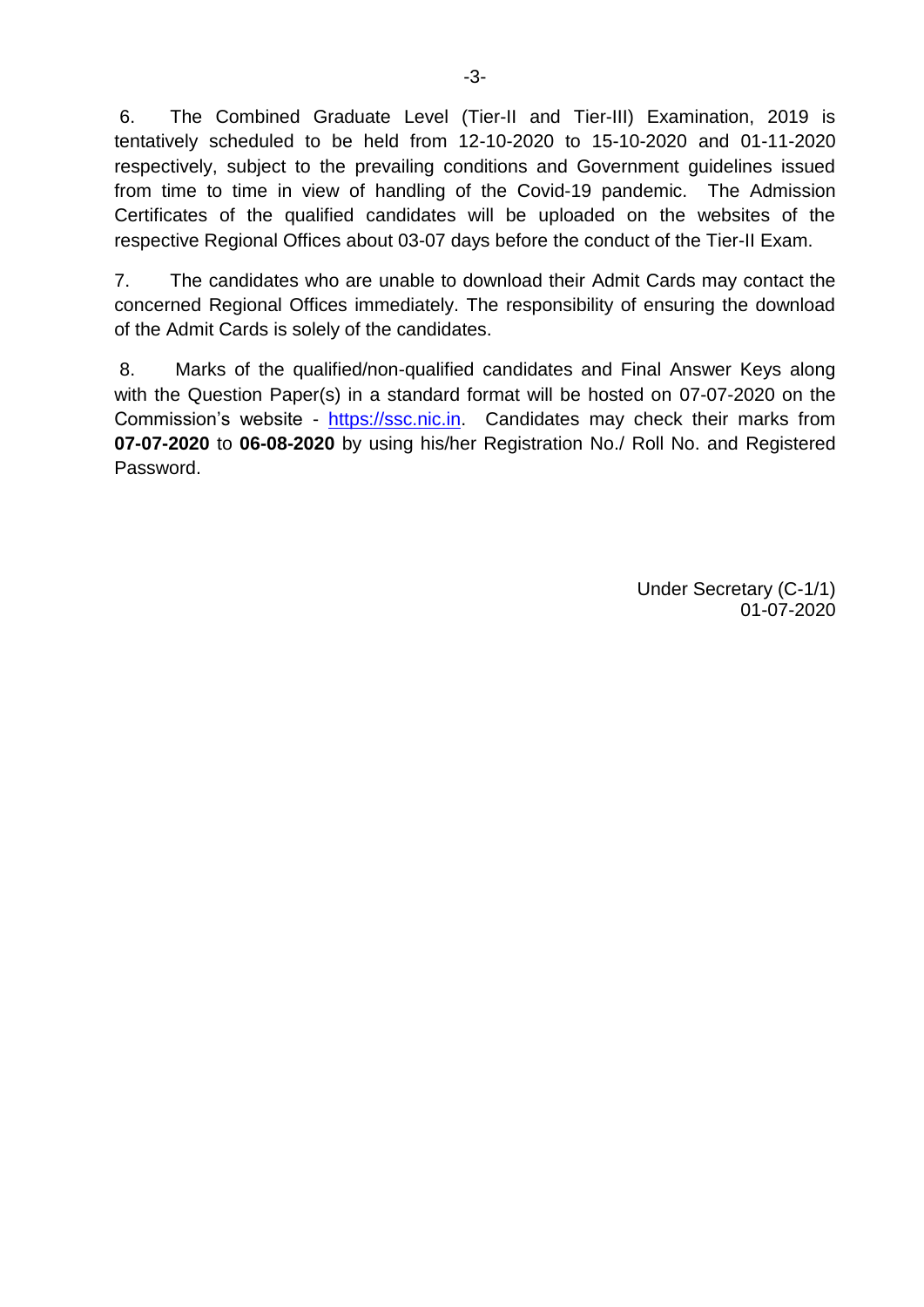6. The Combined Graduate Level (Tier-II and Tier-III) Examination, 2019 is tentatively scheduled to be held from 12-10-2020 to 15-10-2020 and 01-11-2020 respectively, subject to the prevailing conditions and Government guidelines issued from time to time in view of handling of the Covid-19 pandemic. The Admission Certificates of the qualified candidates will be uploaded on the websites of the respective Regional Offices about 03-07 days before the conduct of the Tier-II Exam.

7. The candidates who are unable to download their Admit Cards may contact the concerned Regional Offices immediately. The responsibility of ensuring the download of the Admit Cards is solely of the candidates.

8. Marks of the qualified/non-qualified candidates and Final Answer Keys along with the Question Paper(s) in a standard format will be hosted on 07-07-2020 on the Commission's website - [https://ssc.nic.in](https://ssc.nic.in). Candidates may check their marks from **07-07-2020** to **06-08-2020** by using his/her Registration No./ Roll No. and Registered Password.

Under Secretary (C-1/1)
01-07-2020